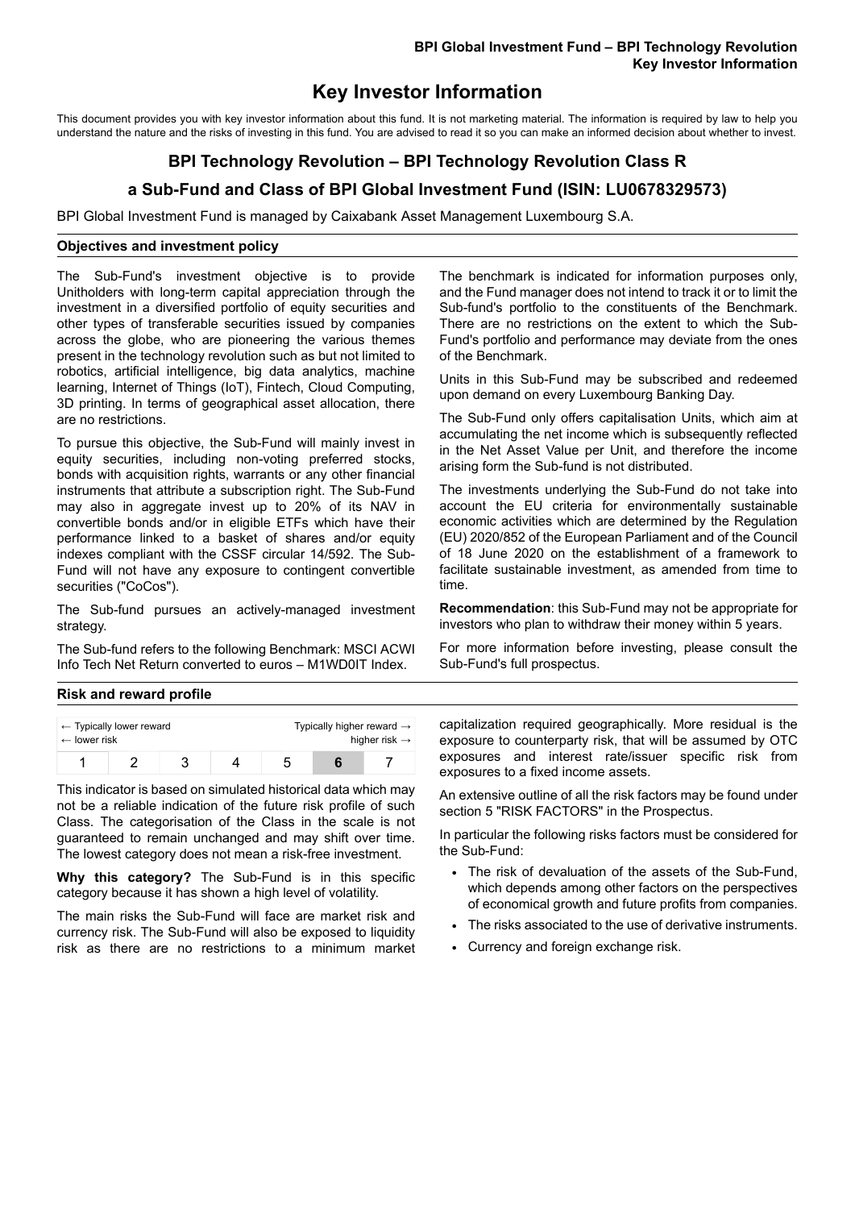# Key Investor Information

This document provides you with key investor information about this fund. It is not marketing material. The information is required by law to help you understand the nature and the risks of investing in this fund. You are advised to read it so you can make an informed decision about whether to invest.

## BPI Technology Revolution – BPI Technology Revolution Class R

## a Sub-Fund and Class of BPI Global Investment Fund (ISIN: LU0678329573)

BPI Global Investment Fund is managed by Caixabank Asset Management Luxembourg S.A.

### Objectives and investment policy

The Sub-Fund's investment objective is to provide Unitholders with long-term capital appreciation through the investment in a diversified portfolio of equity securities and other types of transferable securities issued by companies across the globe, who are pioneering the various themes present in the technology revolution such as but not limited to robotics, artificial intelligence, big data analytics, machine learning, Internet of Things (IoT), Fintech, Cloud Computing, 3D printing. In terms of geographical asset allocation, there are no restrictions.

To pursue this objective, the Sub-Fund will mainly invest in equity securities, including non-voting preferred stocks, bonds with acquisition rights, warrants or any other financial instruments that attribute a subscription right. The Sub-Fund may also in aggregate invest up to 20% of its NAV in convertible bonds and/or in eligible ETFs which have their performance linked to a basket of shares and/or equity indexes compliant with the CSSF circular 14/592. The Sub-Fund will not have any exposure to contingent convertible securities ("CoCos").

The Sub-fund pursues an actively-managed investment strategy.

The Sub-fund refers to the following Benchmark: MSCI ACWI Info Tech Net Return converted to euros – M1WD0IT Index.

The benchmark is indicated for information purposes only, and the Fund manager does not intend to track it or to limit the Sub-fund's portfolio to the constituents of the Benchmark. There are no restrictions on the extent to which the Sub-Fund's portfolio and performance may deviate from the ones of the Benchmark.

Units in this Sub-Fund may be subscribed and redeemed upon demand on every Luxembourg Banking Day.

The Sub-Fund only offers capitalisation Units, which aim at accumulating the net income which is subsequently reflected in the Net Asset Value per Unit, and therefore the income arising form the Sub-fund is not distributed.

The investments underlying the Sub-Fund do not take into account the EU criteria for environmentally sustainable economic activities which are determined by the Regulation (EU) 2020/852 of the European Parliament and of the Council of 18 June 2020 on the establishment of a framework to facilitate sustainable investment, as amended from time to time.

**Recommendation**: this Sub-Fund may not be appropriate for investors who plan to withdraw their money within 5 years.

For more information before investing, please consult the Sub-Fund's full prospectus.

### Risk and reward profile

| ← Typically lower reward<br>← lower risk | | | | | | Typically higher reward →<br>higher risk → |
|---|---|---|---|---|---|---|
| 1 | 2 | 3 | 4 | 5 | **6** | 7 |

This indicator is based on simulated historical data which may not be a reliable indication of the future risk profile of such Class. The categorisation of the Class in the scale is not guaranteed to remain unchanged and may shift over time. The lowest category does not mean a risk-free investment.

**Why this category?** The Sub-Fund is in this specific category because it has shown a high level of volatility.

The main risks the Sub-Fund will face are market risk and currency risk. The Sub-Fund will also be exposed to liquidity risk as there are no restrictions to a minimum market capitalization required geographically. More residual is the exposure to counterparty risk, that will be assumed by OTC exposures and interest rate/issuer specific risk from exposures to a fixed income assets.

An extensive outline of all the risk factors may be found under section 5 "RISK FACTORS" in the Prospectus.

In particular the following risks factors must be considered for the Sub-Fund:

- The risk of devaluation of the assets of the Sub-Fund, which depends among other factors on the perspectives of economical growth and future profits from companies.
- The risks associated to the use of derivative instruments.
- Currency and foreign exchange risk.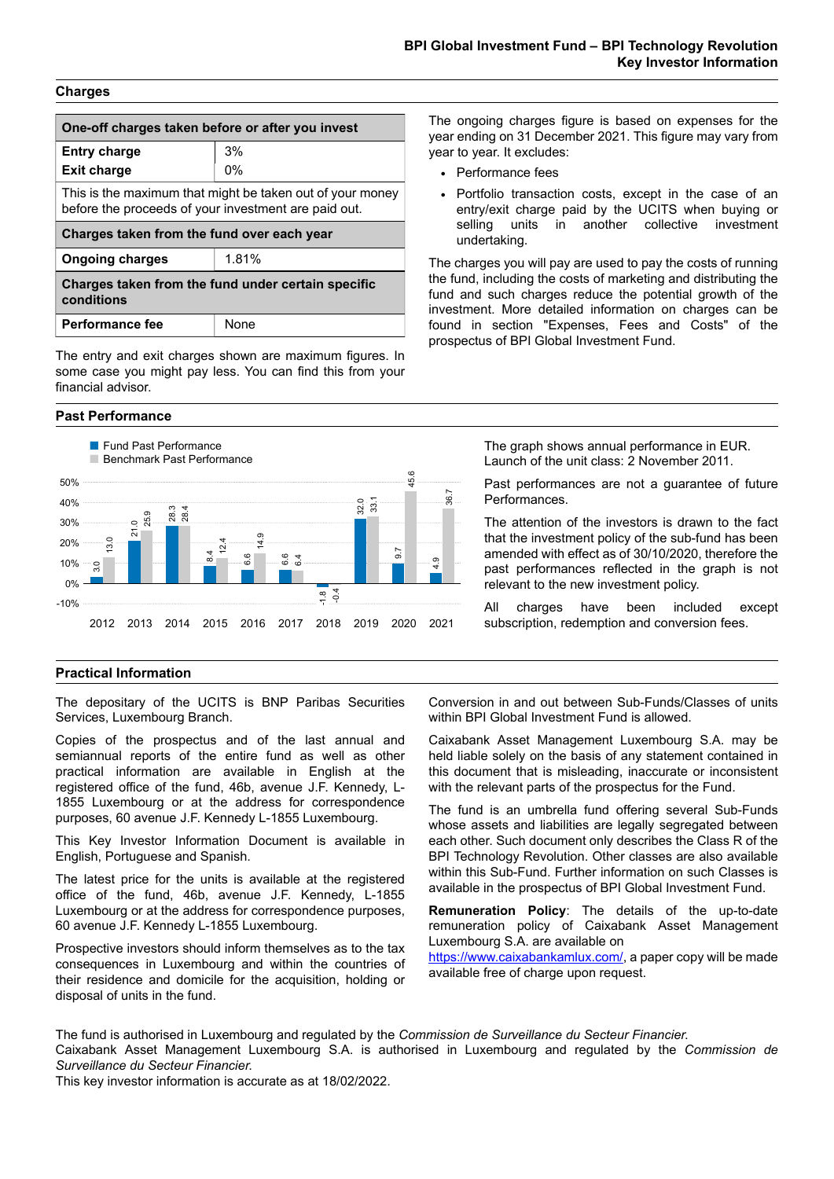## Charges

| One-off charges taken before or after you invest | |
|---|---|
| **Entry charge** | 3% |
| **Exit charge** | 0% |
| This is the maximum that might be taken out of your money before the proceeds of your investment are paid out. | |
| **Charges taken from the fund over each year** | |
| **Ongoing charges** | 1.81% |
| **Charges taken from the fund under certain specific conditions** | |
| **Performance fee** | None |

The entry and exit charges shown are maximum figures. In some case you might pay less. You can find this from your financial advisor.

The ongoing charges figure is based on expenses for the year ending on 31 December 2021. This figure may vary from year to year. It excludes:

- Performance fees
- Portfolio transaction costs, except in the case of an entry/exit charge paid by the UCITS when buying or selling units in another collective investment undertaking.

The charges you will pay are used to pay the costs of running the fund, including the costs of marketing and distributing the fund and such charges reduce the potential growth of the investment. More detailed information on charges can be found in section "Expenses, Fees and Costs" of the prospectus of BPI Global Investment Fund.

## Past Performance

Fund Past Performance
Benchmark Past Performance

50%
40%
30%
20%
10%
0%
-10%

2012: 3.0, 13.0
2013: 21.0, 25.9
2014: 28.3, 28.4
2015: 8.4, 12.4
2016: 6.6, 14.9
2017: 6.6, 6.4
2018: -1.8, -0.4
2019: 32.0, 33.1
2020: 9.7, 45.6
2021: 4.9, 36.7

The graph shows annual performance in EUR. Launch of the unit class: 2 November 2011.

Past performances are not a guarantee of future Performances.

The attention of the investors is drawn to the fact that the investment policy of the sub-fund has been amended with effect as of 30/10/2020, therefore the past performances reflected in the graph is not relevant to the new investment policy.

All charges have been included except subscription, redemption and conversion fees.

## Practical Information

The depositary of the UCITS is BNP Paribas Securities Services, Luxembourg Branch.

Copies of the prospectus and of the last annual and semiannual reports of the entire fund as well as other practical information are available in English at the registered office of the fund, 46b, avenue J.F. Kennedy, L-1855 Luxembourg or at the address for correspondence purposes, 60 avenue J.F. Kennedy L-1855 Luxembourg.

This Key Investor Information Document is available in English, Portuguese and Spanish.

The latest price for the units is available at the registered office of the fund, 46b, avenue J.F. Kennedy, L-1855 Luxembourg or at the address for correspondence purposes, 60 avenue J.F. Kennedy L-1855 Luxembourg.

Prospective investors should inform themselves as to the tax consequences in Luxembourg and within the countries of their residence and domicile for the acquisition, holding or disposal of units in the fund.

Conversion in and out between Sub-Funds/Classes of units within BPI Global Investment Fund is allowed.

Caixabank Asset Management Luxembourg S.A. may be held liable solely on the basis of any statement contained in this document that is misleading, inaccurate or inconsistent with the relevant parts of the prospectus for the Fund.

The fund is an umbrella fund offering several Sub-Funds whose assets and liabilities are legally segregated between each other. Such document only describes the Class R of the BPI Technology Revolution. Other classes are also available within this Sub-Fund. Further information on such Classes is available in the prospectus of BPI Global Investment Fund.

**Remuneration Policy**: The details of the up-to-date remuneration policy of Caixabank Asset Management Luxembourg S.A. are available on https://www.caixabankamlux.com/, a paper copy will be made available free of charge upon request.

The fund is authorised in Luxembourg and regulated by the *Commission de Surveillance du Secteur Financier.*
Caixabank Asset Management Luxembourg S.A. is authorised in Luxembourg and regulated by the *Commission de Surveillance du Secteur Financier.*
This key investor information is accurate as at 18/02/2022.